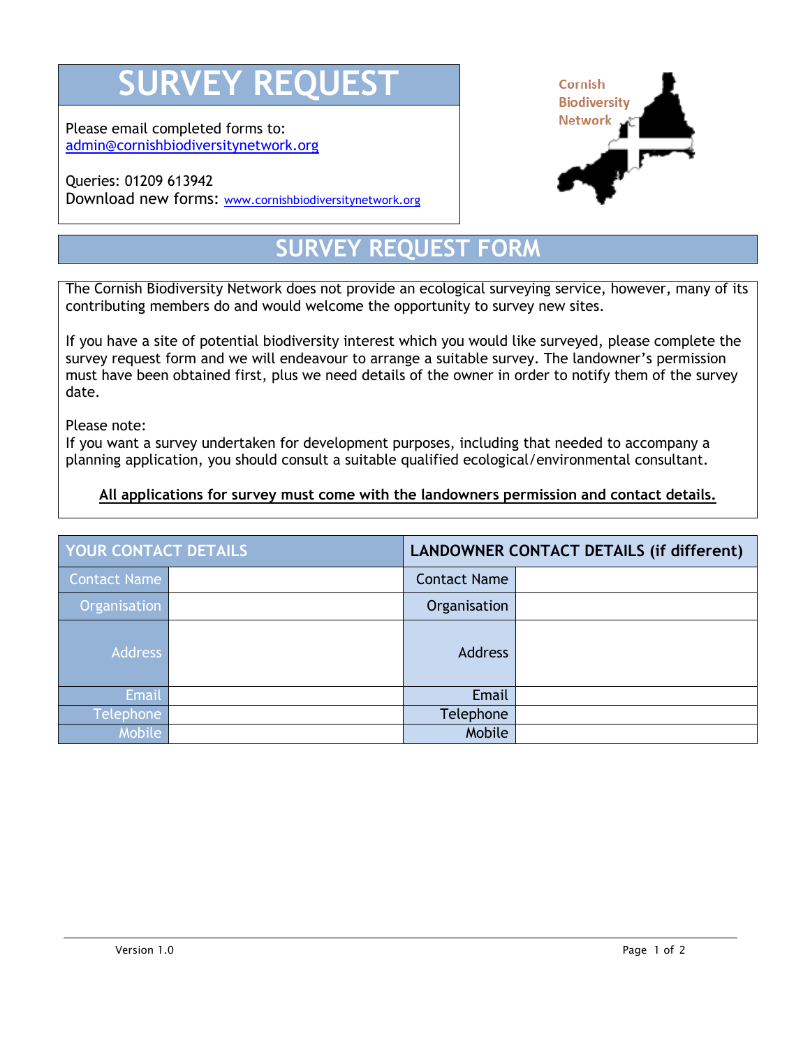# SURVEY REQUEST

Please email completed forms to:
admin@cornishbiodiversitynetwork.org

Queries: 01209 613942
Download new forms: www.cornishbiodiversitynetwork.org

Cornish Biodiversity Network

## SURVEY REQUEST FORM

The Cornish Biodiversity Network does not provide an ecological surveying service, however, many of its contributing members do and would welcome the opportunity to survey new sites.

If you have a site of potential biodiversity interest which you would like surveyed, please complete the survey request form and we will endeavour to arrange a suitable survey. The landowner's permission must have been obtained first, plus we need details of the owner in order to notify them of the survey date.

Please note:
If you want a survey undertaken for development purposes, including that needed to accompany a planning application, you should consult a suitable qualified ecological/environmental consultant.

**All applications for survey must come with the landowners permission and contact details.**

| YOUR CONTACT DETAILS | | LANDOWNER CONTACT DETAILS (if different) | |
|---|---|---|---|
| Contact Name | | Contact Name | |
| Organisation | | Organisation | |
| Address | | Address | |
| Email | | Email | |
| Telephone | | Telephone | |
| Mobile | | Mobile | |

Version 1.0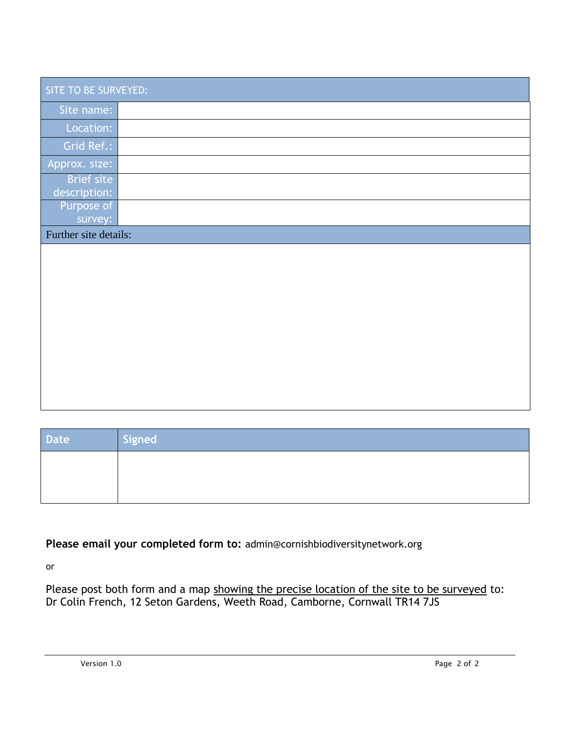| SITE TO BE SURVEYED: | |
|---|---|
| Site name: | |
| Location: | |
| Grid Ref.: | |
| Approx. size: | |
| Brief site description: | |
| Purpose of survey: | |
| Further site details: | |

| Date | Signed |
|---|---|
| | |

**Please email your completed form to:** admin@cornishbiodiversitynetwork.org

or

Please post both form and a map showing the precise location of the site to be surveyed to:
Dr Colin French, 12 Seton Gardens, Weeth Road, Camborne, Cornwall TR14 7JS

Version 1.0